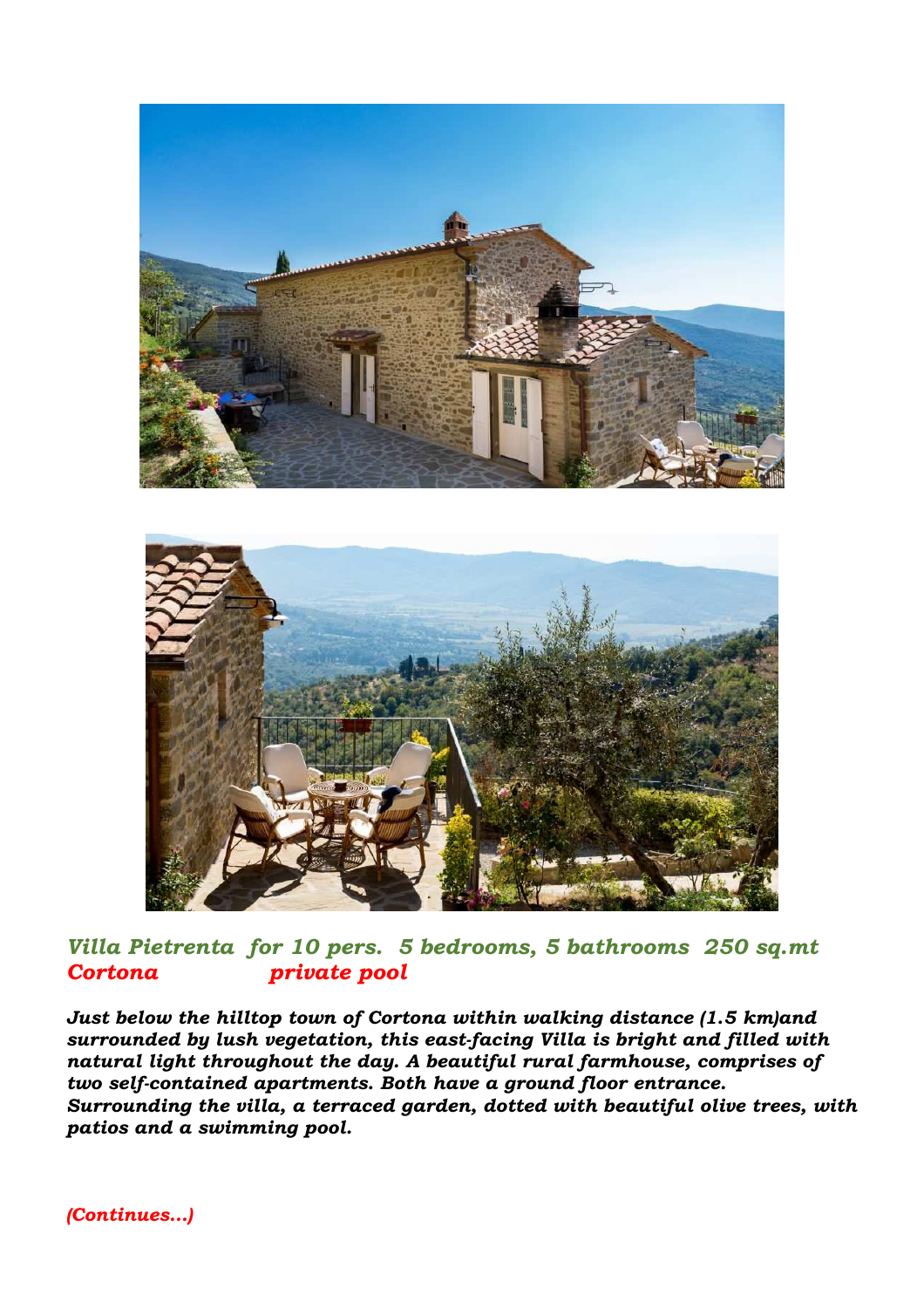***Villa Pietrenta for 10 pers. 5 bedrooms, 5 bathrooms 250 sq.mt***
***Cortona private pool***

***Just below the hilltop town of Cortona within walking distance (1.5 km)and surrounded by lush vegetation, this east-facing Villa is bright and filled with natural light throughout the day. A beautiful rural farmhouse, comprises of two self-contained apartments. Both have a ground floor entrance. Surrounding the villa, a terraced garden, dotted with beautiful olive trees, with patios and a swimming pool.***

***(Continues...)***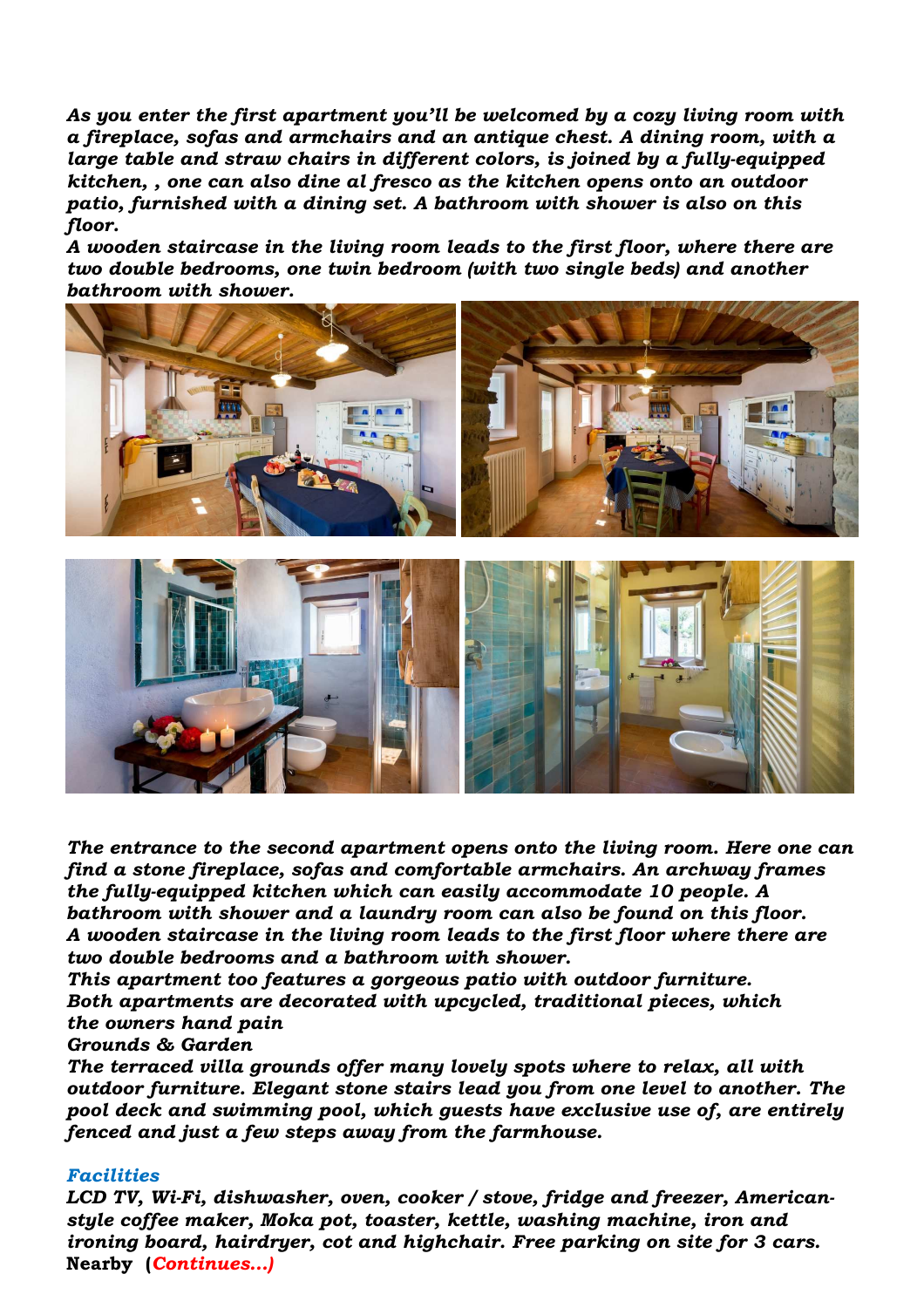*As you enter the first apartment you'll be welcomed by a cozy living room with a fireplace, sofas and armchairs and an antique chest. A dining room, with a large table and straw chairs in different colors, is joined by a fully-equipped kitchen, , one can also dine al fresco as the kitchen opens onto an outdoor patio, furnished with a dining set. A bathroom with shower is also on this floor.*
*A wooden staircase in the living room leads to the first floor, where there are two double bedrooms, one twin bedroom (with two single beds) and another bathroom with shower.*

*The entrance to the second apartment opens onto the living room. Here one can find a stone fireplace, sofas and comfortable armchairs. An archway frames the fully-equipped kitchen which can easily accommodate 10 people. A bathroom with shower and a laundry room can also be found on this floor.*
*A wooden staircase in the living room leads to the first floor where there are two double bedrooms and a bathroom with shower.*
*This apartment too features a gorgeous patio with outdoor furniture.*
*Both apartments are decorated with upcycled, traditional pieces, which the owners hand pain*
*Grounds & Garden*
*The terraced villa grounds offer many lovely spots where to relax, all with outdoor furniture. Elegant stone stairs lead you from one level to another. The pool deck and swimming pool, which guests have exclusive use of, are entirely fenced and just a few steps away from the farmhouse.*

***Facilities***
*LCD TV, Wi-Fi, dishwasher, oven, cooker / stove, fridge and freezer, American-style coffee maker, Moka pot, toaster, kettle, washing machine, iron and ironing board, hairdryer, cot and highchair. Free parking on site for 3 cars.*
**Nearby (*Continues...)***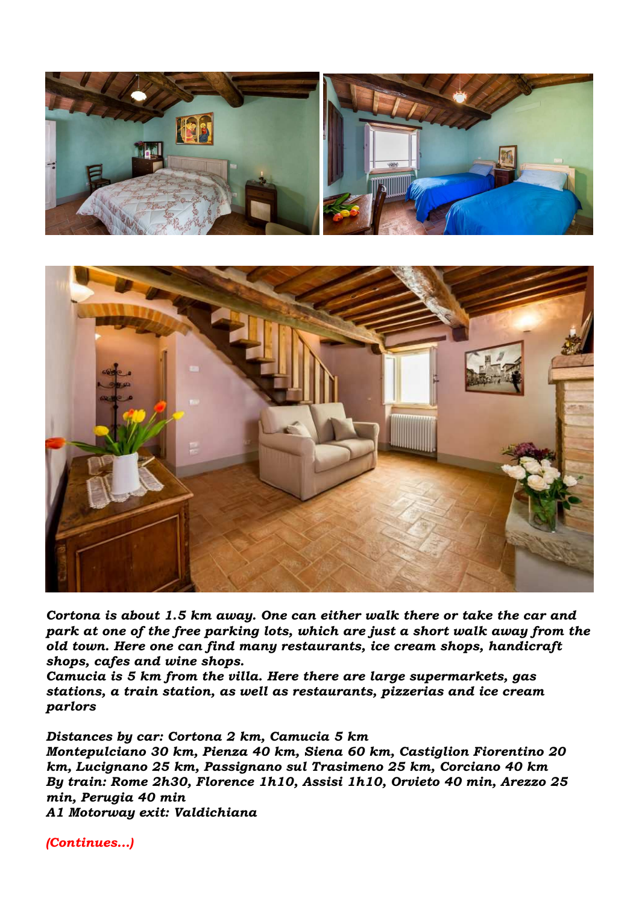*Cortona is about 1.5 km away. One can either walk there or take the car and park at one of the free parking lots, which are just a short walk away from the old town. Here one can find many restaurants, ice cream shops, handicraft shops, cafes and wine shops.*
*Camucia is 5 km from the villa. Here there are large supermarkets, gas stations, a train station, as well as restaurants, pizzerias and ice cream parlors*

*Distances by car: Cortona 2 km, Camucia 5 km*
*Montepulciano 30 km, Pienza 40 km, Siena 60 km, Castiglion Fiorentino 20 km, Lucignano 25 km, Passignano sul Trasimeno 25 km, Corciano 40 km*
*By train: Rome 2h30, Florence 1h10, Assisi 1h10, Orvieto 40 min, Arezzo 25 min, Perugia 40 min*
*A1 Motorway exit: Valdichiana*

*(Continues...)*